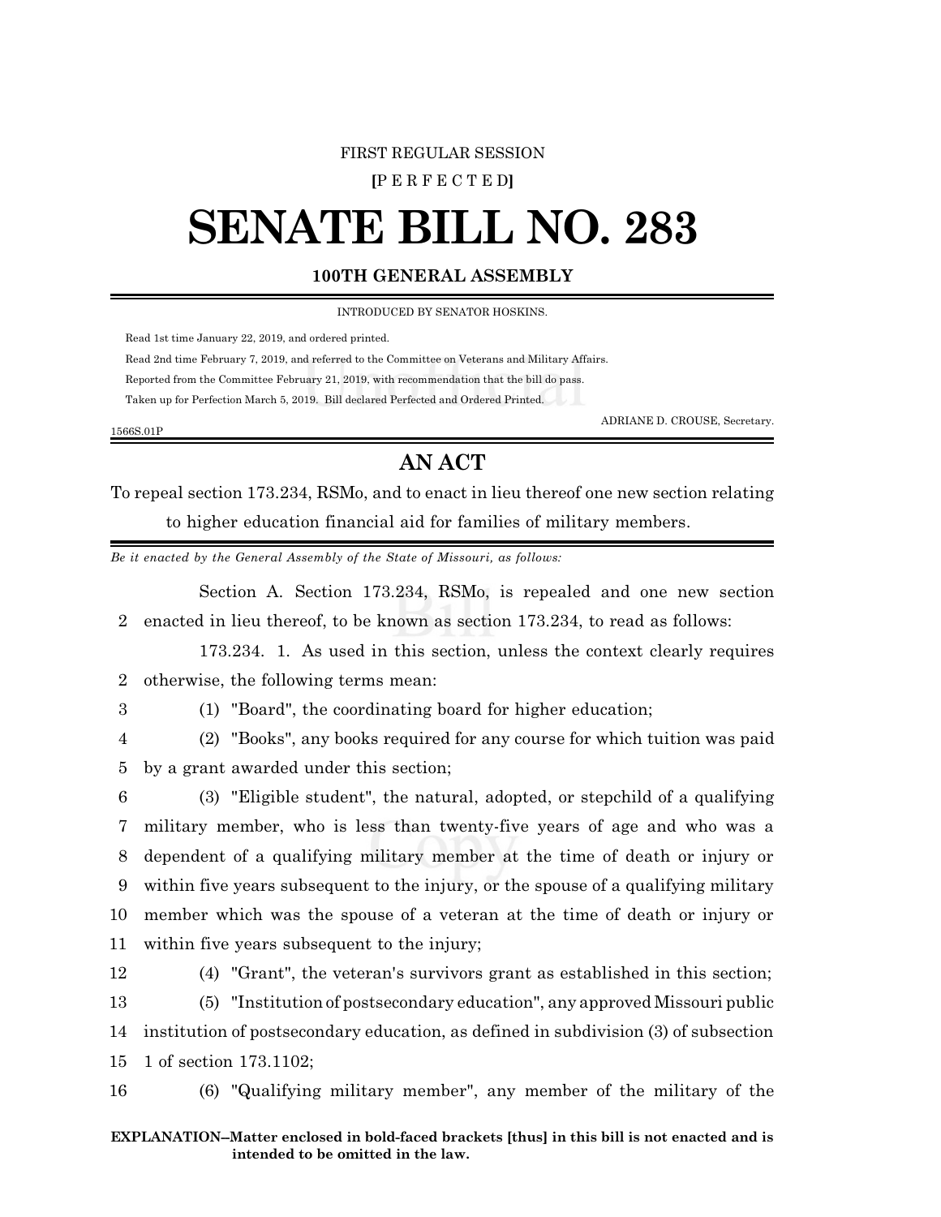FIRST REGULAR SESSION

**[**P E R F E C T E D**]**

# SENATE BILL NO. 283

## 100TH GENERAL ASSEMBLY

INTRODUCED BY SENATOR HOSKINS.

Read 1st time January 22, 2019, and ordered printed.

Read 2nd time February 7, 2019, and referred to the Committee on Veterans and Military Affairs.

Reported from the Committee February 21, 2019, with recommendation that the bill do pass.

Taken up for Perfection March 5, 2019. Bill declared Perfected and Ordered Printed.

ADRIANE D. CROUSE, Secretary.

1566S.01P

## AN ACT

To repeal section 173.234, RSMo, and to enact in lieu thereof one new section relating to higher education financial aid for families of military members.

*Be it enacted by the General Assembly of the State of Missouri, as follows:*

Section A. Section 173.234, RSMo, is repealed and one new section enacted in lieu thereof, to be known as section 173.234, to read as follows:

173.234. 1. As used in this section, unless the context clearly requires otherwise, the following terms mean:

(1) "Board", the coordinating board for higher education;

(2) "Books", any books required for any course for which tuition was paid by a grant awarded under this section;

(3) "Eligible student", the natural, adopted, or stepchild of a qualifying military member, who is less than twenty-five years of age and who was a dependent of a qualifying military member at the time of death or injury or within five years subsequent to the injury, or the spouse of a qualifying military member which was the spouse of a veteran at the time of death or injury or within five years subsequent to the injury;

(4) "Grant", the veteran's survivors grant as established in this section;

(5) "Institution of postsecondary education", any approved Missouri public institution of postsecondary education, as defined in subdivision (3) of subsection 1 of section 173.1102;

(6) "Qualifying military member", any member of the military of the

**EXPLANATION–Matter enclosed in bold-faced brackets [thus] in this bill is not enacted and is intended to be omitted in the law.**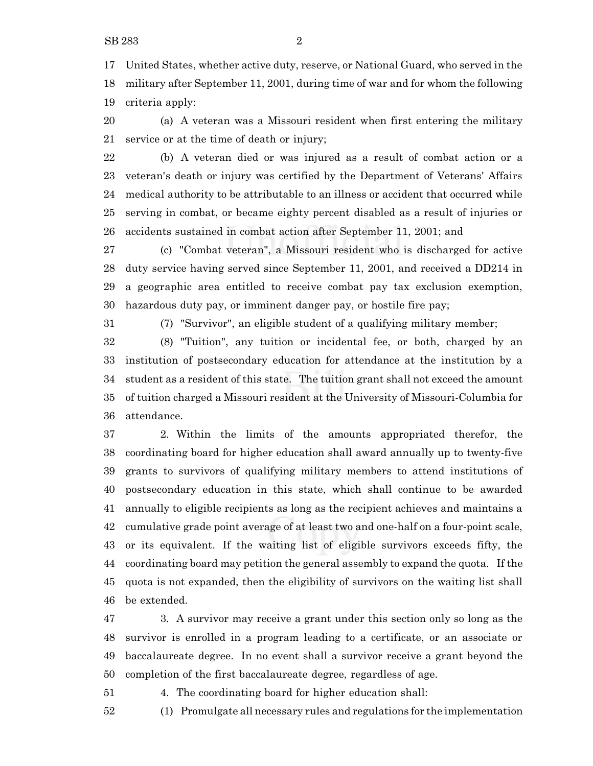United States, whether active duty, reserve, or National Guard, who served in the military after September 11, 2001, during time of war and for whom the following criteria apply:

(a) A veteran was a Missouri resident when first entering the military service or at the time of death or injury;

(b) A veteran died or was injured as a result of combat action or a veteran's death or injury was certified by the Department of Veterans' Affairs medical authority to be attributable to an illness or accident that occurred while serving in combat, or became eighty percent disabled as a result of injuries or accidents sustained in combat action after September 11, 2001; and

(c) "Combat veteran", a Missouri resident who is discharged for active duty service having served since September 11, 2001, and received a DD214 in a geographic area entitled to receive combat pay tax exclusion exemption, hazardous duty pay, or imminent danger pay, or hostile fire pay;

(7) "Survivor", an eligible student of a qualifying military member;

(8) "Tuition", any tuition or incidental fee, or both, charged by an institution of postsecondary education for attendance at the institution by a student as a resident of this state. The tuition grant shall not exceed the amount of tuition charged a Missouri resident at the University of Missouri-Columbia for attendance.

2. Within the limits of the amounts appropriated therefor, the coordinating board for higher education shall award annually up to twenty-five grants to survivors of qualifying military members to attend institutions of postsecondary education in this state, which shall continue to be awarded annually to eligible recipients as long as the recipient achieves and maintains a cumulative grade point average of at least two and one-half on a four-point scale, or its equivalent. If the waiting list of eligible survivors exceeds fifty, the coordinating board may petition the general assembly to expand the quota. If the quota is not expanded, then the eligibility of survivors on the waiting list shall be extended.

3. A survivor may receive a grant under this section only so long as the survivor is enrolled in a program leading to a certificate, or an associate or baccalaureate degree. In no event shall a survivor receive a grant beyond the completion of the first baccalaureate degree, regardless of age.

4. The coordinating board for higher education shall:

(1) Promulgate all necessary rules and regulations for the implementation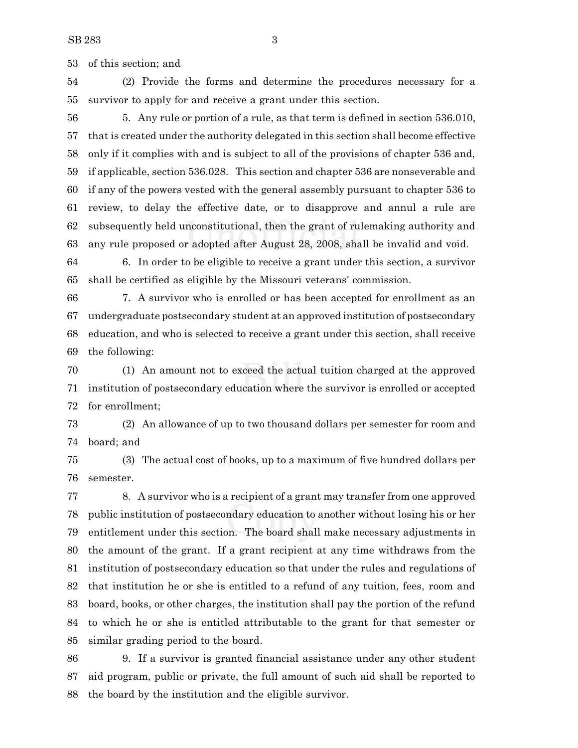of this section; and

(2) Provide the forms and determine the procedures necessary for a survivor to apply for and receive a grant under this section.

5. Any rule or portion of a rule, as that term is defined in section 536.010, that is created under the authority delegated in this section shall become effective only if it complies with and is subject to all of the provisions of chapter 536 and, if applicable, section 536.028. This section and chapter 536 are nonseverable and if any of the powers vested with the general assembly pursuant to chapter 536 to review, to delay the effective date, or to disapprove and annul a rule are subsequently held unconstitutional, then the grant of rulemaking authority and any rule proposed or adopted after August 28, 2008, shall be invalid and void.

6. In order to be eligible to receive a grant under this section, a survivor shall be certified as eligible by the Missouri veterans' commission.

7. A survivor who is enrolled or has been accepted for enrollment as an undergraduate postsecondary student at an approved institution of postsecondary education, and who is selected to receive a grant under this section, shall receive the following:

(1) An amount not to exceed the actual tuition charged at the approved institution of postsecondary education where the survivor is enrolled or accepted for enrollment;

(2) An allowance of up to two thousand dollars per semester for room and board; and

(3) The actual cost of books, up to a maximum of five hundred dollars per semester.

8. A survivor who is a recipient of a grant may transfer from one approved public institution of postsecondary education to another without losing his or her entitlement under this section. The board shall make necessary adjustments in the amount of the grant. If a grant recipient at any time withdraws from the institution of postsecondary education so that under the rules and regulations of that institution he or she is entitled to a refund of any tuition, fees, room and board, books, or other charges, the institution shall pay the portion of the refund to which he or she is entitled attributable to the grant for that semester or similar grading period to the board.

9. If a survivor is granted financial assistance under any other student aid program, public or private, the full amount of such aid shall be reported to the board by the institution and the eligible survivor.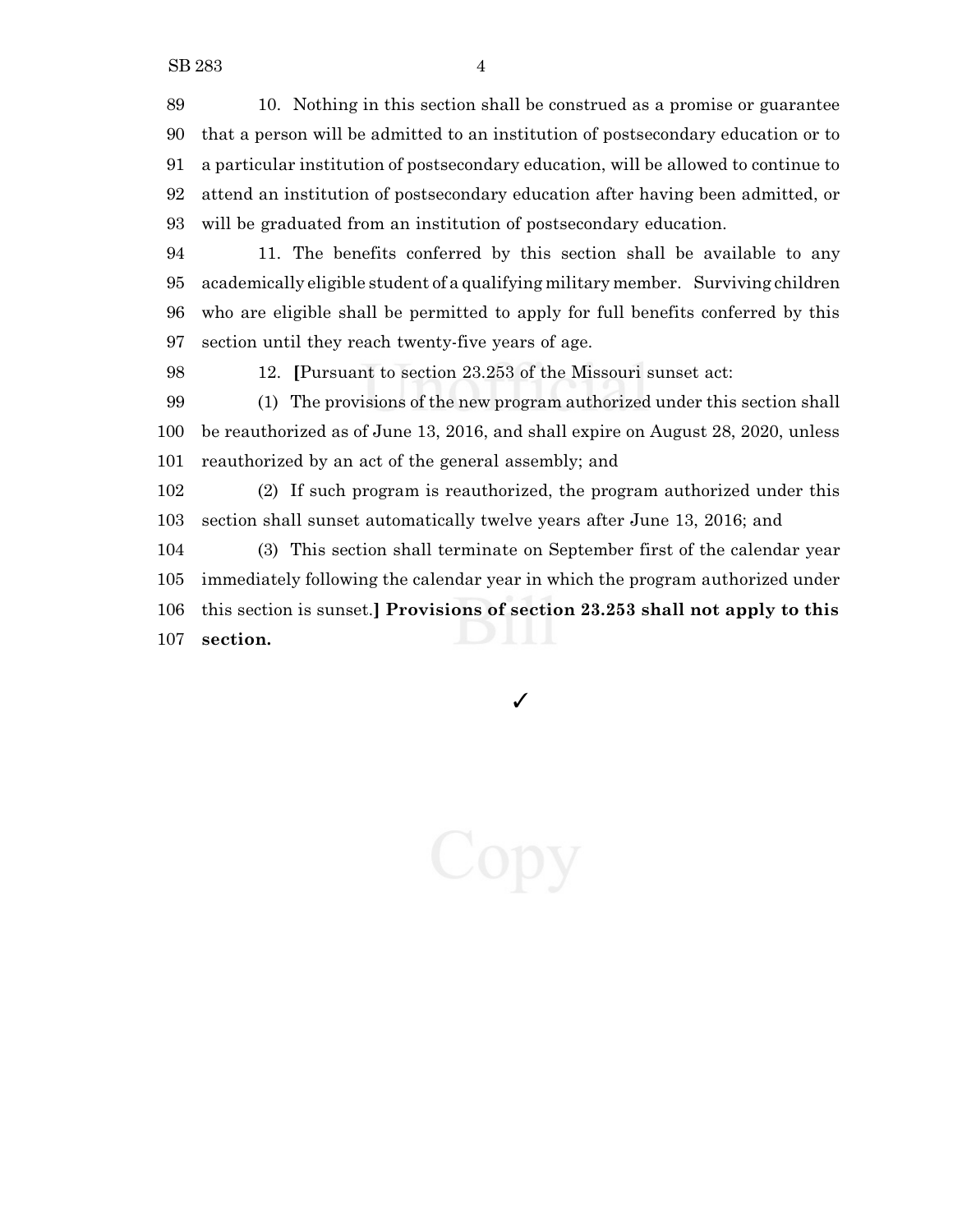10. Nothing in this section shall be construed as a promise or guarantee that a person will be admitted to an institution of postsecondary education or to a particular institution of postsecondary education, will be allowed to continue to attend an institution of postsecondary education after having been admitted, or will be graduated from an institution of postsecondary education.

11. The benefits conferred by this section shall be available to any academically eligible student of a qualifying military member. Surviving children who are eligible shall be permitted to apply for full benefits conferred by this section until they reach twenty-five years of age.

12. **[**Pursuant to section 23.253 of the Missouri sunset act:

(1) The provisions of the new program authorized under this section shall be reauthorized as of June 13, 2016, and shall expire on August 28, 2020, unless reauthorized by an act of the general assembly; and

(2) If such program is reauthorized, the program authorized under this section shall sunset automatically twelve years after June 13, 2016; and

(3) This section shall terminate on September first of the calendar year immediately following the calendar year in which the program authorized under this section is sunset.**] Provisions of section 23.253 shall not apply to this section.**

✓